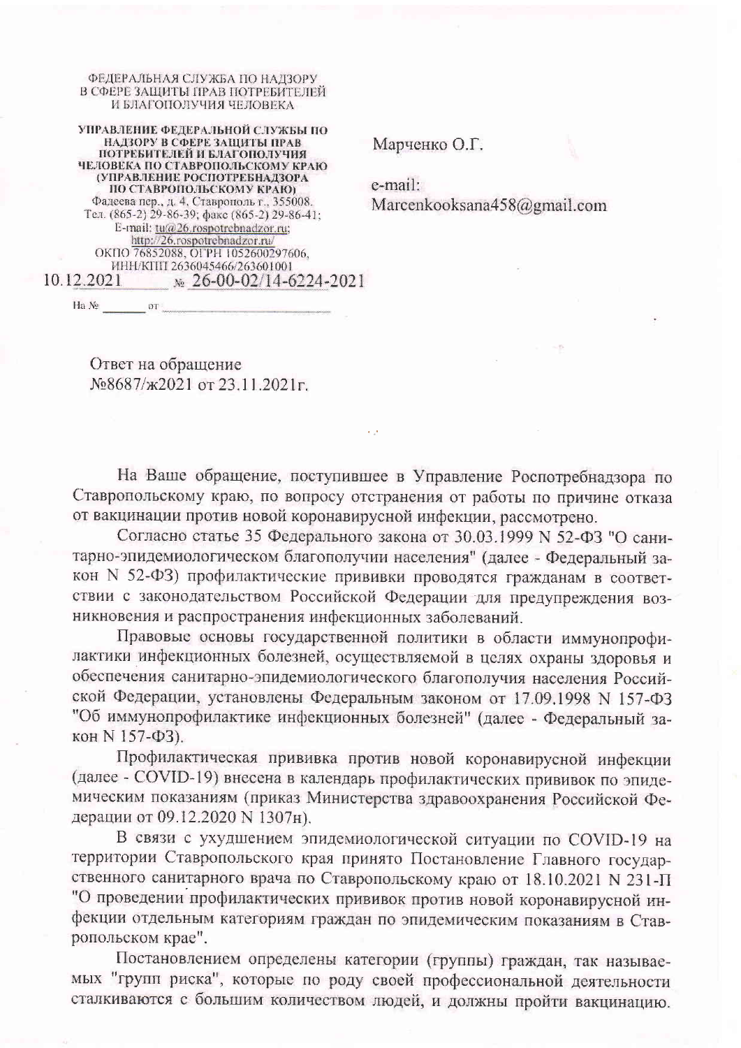ФЕДЕРАЛЬНАЯ СЛУЖБА ПО НАДЗОРУ
В СФЕРЕ ЗАЩИТЫ ПРАВ ПОТРЕБИТЕЛЕЙ
И БЛАГОПОЛУЧИЯ ЧЕЛОВЕКА

**УПРАВЛЕНИЕ ФЕДЕРАЛЬНОЙ СЛУЖБЫ ПО НАДЗОРУ В СФЕРЕ ЗАЩИТЫ ПРАВ ПОТРЕБИТЕЛЕЙ И БЛАГОПОЛУЧИЯ ЧЕЛОВЕКА ПО СТАВРОПОЛЬСКОМУ КРАЮ (УПРАВЛЕНИЕ РОСПОТРЕБНАДЗОРА ПО СТАВРОПОЛЬСКОМУ КРАЮ)**
Фадеева пер., д. 4, Ставрополь г., 355008.
Тел. (865-2) 29-86-39; факс (865-2) 29-86-41;
E-mail: tu@26.rospotrebnadzor.ru;
http://26.rospotrebnadzor.ru/
ОКПО 76852088, ОГРН 1052600297606,
ИНН/КПП 2636045466/263601001

10.12.2021 № 26-00-02/14-6224-2021

На № ______ от ______

Марченко О.Г.

e-mail:
Marcenkooksana458@gmail.com

Ответ на обращение
№8687/ж2021 от 23.11.2021г.

На Ваше обращение, поступившее в Управление Роспотребнадзора по Ставропольскому краю, по вопросу отстранения от работы по причине отказа от вакцинации против новой коронавирусной инфекции, рассмотрено.

Согласно статье 35 Федерального закона от 30.03.1999 N 52-ФЗ "О санитарно-эпидемиологическом благополучии населения" (далее - Федеральный закон N 52-ФЗ) профилактические прививки проводятся гражданам в соответствии с законодательством Российской Федерации для предупреждения возникновения и распространения инфекционных заболеваний.

Правовые основы государственной политики в области иммунопрофилактики инфекционных болезней, осуществляемой в целях охраны здоровья и обеспечения санитарно-эпидемиологического благополучия населения Российской Федерации, установлены Федеральным законом от 17.09.1998 N 157-ФЗ "Об иммунопрофилактике инфекционных болезней" (далее - Федеральный закон N 157-ФЗ).

Профилактическая прививка против новой коронавирусной инфекции (далее - COVID-19) внесена в календарь профилактических прививок по эпидемическим показаниям (приказ Министерства здравоохранения Российской Федерации от 09.12.2020 N 1307н).

В связи с ухудшением эпидемиологической ситуации по COVID-19 на территории Ставропольского края принято Постановление Главного государственного санитарного врача по Ставропольскому краю от 18.10.2021 N 231-П "О проведении профилактических прививок против новой коронавирусной инфекции отдельным категориям граждан по эпидемическим показаниям в Ставропольском крае".

Постановлением определены категории (группы) граждан, так называемых "групп риска", которые по роду своей профессиональной деятельности сталкиваются с большим количеством людей, и должны пройти вакцинацию.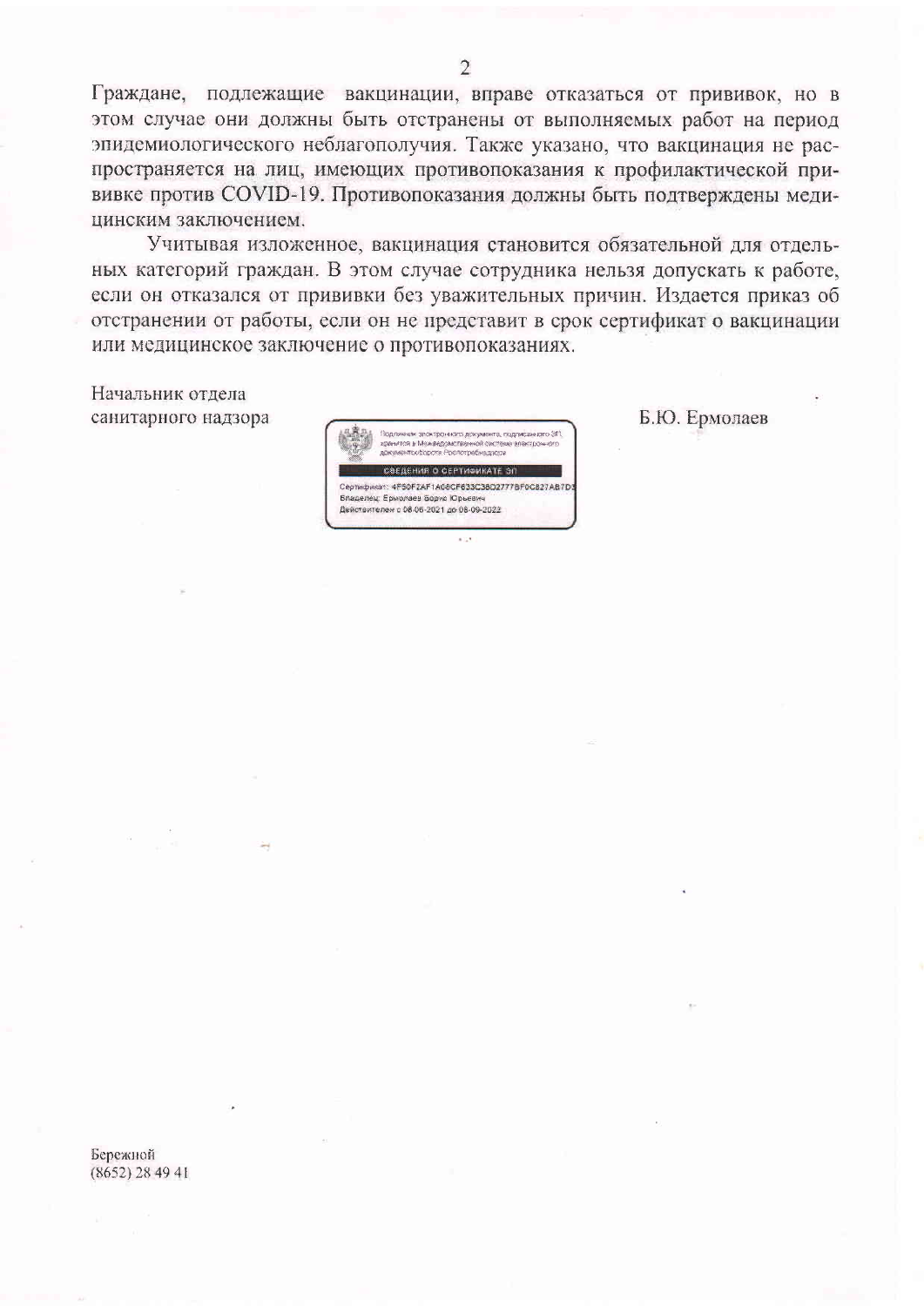Граждане, подлежащие вакцинации, вправе отказаться от прививок, но в этом случае они должны быть отстранены от выполняемых работ на период эпидемиологического неблагополучия. Также указано, что вакцинация не распространяется на лиц, имеющих противопоказания к профилактической прививке против COVID-19. Противопоказания должны быть подтверждены медицинским заключением.

Учитывая изложенное, вакцинация становится обязательной для отдельных категорий граждан. В этом случае сотрудника нельзя допускать к работе, если он отказался от прививки без уважительных причин. Издается приказ об отстранении от работы, если он не представит в срок сертификат о вакцинации или медицинское заключение о противопоказаниях.

Начальник отдела
санитарного надзора

Подлинник электронного документа, подписанного ЭП, хранится в Межведомственной системе электронного документооборота Роспотребнадзора

СВЕДЕНИЯ О СЕРТИФИКАТЕ ЭП

Сертификат: 4F50F2AF1A08CF633C38D2777BF0C827AB7D3
Владелец: Ермолаев Борис Юрьевич
Действителен с 08-06-2021 до 08-09-2022

Б.Ю. Ермолаев

Бережной
(8652) 28 49 41